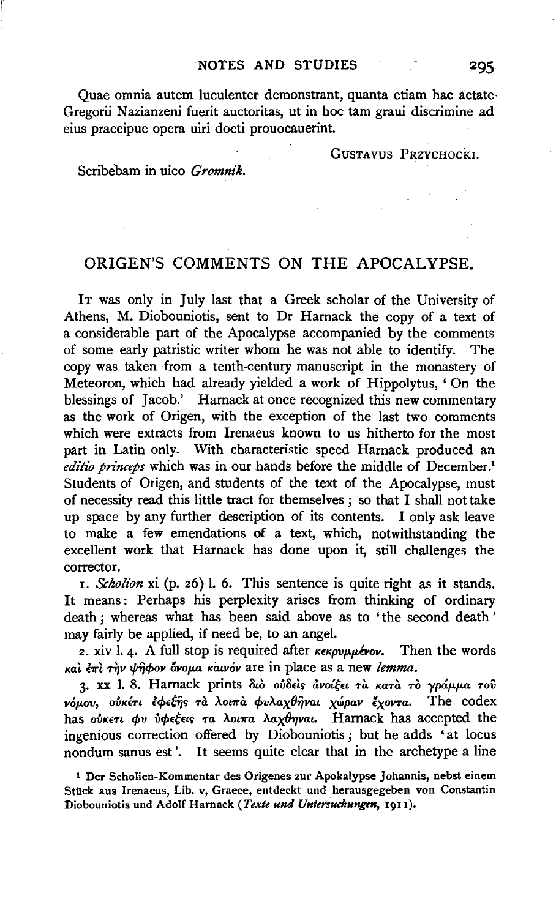Quae omnia autem luculenter demonstrant, quanta etiam hac aetate Gregorii Nazianzeni fuerit auctoritas, ut in hoc tam graui discrimine ad eius praecipue opera uiri docti prouocauerint.

GUSTAVUS PRZYCHOCKI.

Scribebam in uico *Gromnik.*

## ORIGEN'S COMMENTS ON THE APOCALYPSE.

IT was only in July last that a Greek scholar of the University of Athens, M. Diobouniotis, sent to Dr Harnack the copy of a text of a considerable part of the Apocalypse accompanied by the comments of some early patristic writer whom he was not able to identify. The copy was taken from a tenth-century manuscript in the monastery of Meteoron, which had already yielded a work of Hippolytus, 'On the blessings of Jacob.' Harnack at once recognized this new commentary as the work of Origen, with the exception of the last two comments which were extracts from Irenaeus known to us hitherto for the most part in Latin only. With characteristic speed Harnack produced an *editio princeps* which was in our hands before the middle of December.[1] Students of Origen, and students of the text of the Apocalypse, must of necessity read this little tract for themselves; so that I shall not take up space by any further description of its contents. I only ask leave to make a few emendations of a text, which, notwithstanding the excellent work that Harnack has done upon it, still challenges the corrector.

1. *Scholion* xi (p. 26) l. 6. This sentence is quite right as it stands. It means: Perhaps his perplexity arises from thinking of ordinary death; whereas what has been said above as to 'the second death' may fairly be applied, if need be, to an angel.

2. xiv l. 4. A full stop is required after *κεκρυμμένον*. Then the words *καὶ ἐπὶ τὴν ψῆφον ὄνομα καινόν* are in place as a new *lemma*.

3. xx l. 8. Harnack prints *διὸ οὐδεὶς ἀνοίξει τὰ κατὰ τὸ γράμμα τοῦ νόμου, οὐκέτι ἐφεξῆς τὰ λοιπὰ φυλαχθῆναι χώραν ἔχοντα.* The codex has *ουκετι φυ ὑφεξεις τα λοιπα λαχθηναι.* Harnack has accepted the ingenious correction offered by Diobouniotis; but he adds 'at locus nondum sanus est'. It seems quite clear that in the archetype a line

[1] Der Scholien-Kommentar des Origenes zur Apokalypse Johannis, nebst einem Stück aus Irenaeus, Lib. v, Graece, entdeckt und herausgegeben von Constantin Diobouniotis und Adolf Harnack (*Texte und Untersuchungen*, 1911).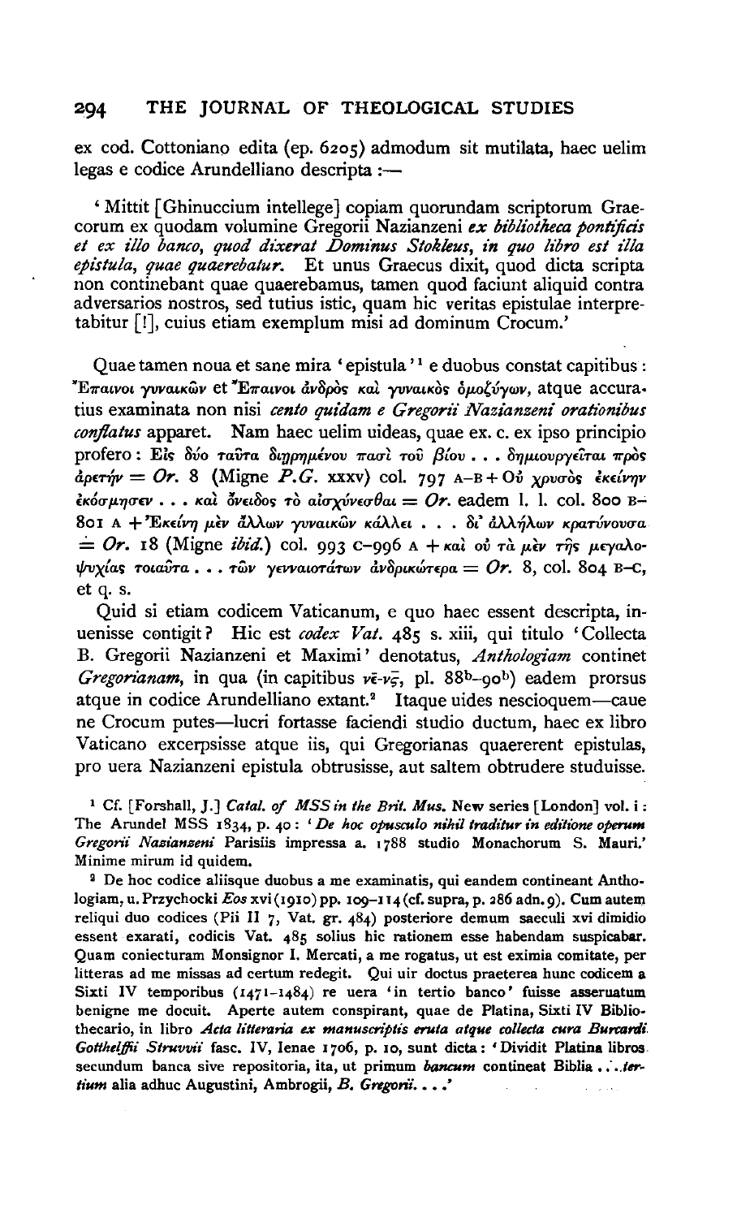ex cod. Cottoniano edita (ep. 6205) admodum sit mutilata, haec uelim legas e codice Arundelliano descripta :—

'Mittit [Ghinuccium intellege] copiam quorundam scriptorum Graecorum ex quodam volumine Gregorii Nazianzeni *ex bibliotheca pontificis et ex illo banco, quod dixerat Dominus Stokleus, in quo libro est illa epistula, quae quaerebatur.* Et unus Graecus dixit, quod dicta scripta non continebant quae quaerebamus, tamen quod faciunt aliquid contra adversarios nostros, sed tutius istic, quam hic veritas epistulae interpretabitur [!], cuius etiam exemplum misi ad dominum Crocum.'

Quae tamen noua et sane mira 'epistula'[1] e duobus constat capitibus : Ἔπαινοι γυναικῶν et Ἔπαινοι ἀνδρὸς καὶ γυναικὸς ὁμοζύγων, atque accuratius examinata non nisi *cento quidam e Gregorii Nazianzeni orationibus conflatus* apparet. Nam haec uelim uideas, quae ex. c. ex ipso principio profero : Εἰς δύο ταῦτα διῃρημένου πασὶ τοῦ βίου . . . δημιουργεῖται πρὸς ἀρετήν = *Or.* 8 (Migne *P.G.* xxxv) col. 797 A–B + Οὐ χρυσὸς ἐκείνην ἐκόσμησεν . . . καὶ ὄνειδος τὸ αἰσχύνεσθαι = *Or.* eadem l. l. col. 800 B–801 A + Ἐκείνη μὲν ἄλλων γυναικῶν κάλλει . . . δι' ἀλλήλων κρατύνουσα ≐ *Or.* 18 (Migne *ibid.*) col. 993 C–996 A + καὶ οὐ τὰ μὲν τῆς μεγαλοψυχίας τοιαῦτα . . . τῶν γενναιοτάτων ἀνδρικώτερα = *Or.* 8, col. 804 B–C, et q. s.

Quid si etiam codicem Vaticanum, e quo haec essent descripta, inuenisse contigit? Hic est *codex Vat.* 485 s. xiii, qui titulo 'Collecta B. Gregorii Nazianzeni et Maximi' denotatus, *Anthologiam* continet *Gregorianam*, in qua (in capitibus νε-νϛ, pl. 88ᵇ–90ᵇ) eadem prorsus atque in codice Arundelliano extant.[2] Itaque uides nescioquem—caue ne Crocum putes—lucri fortasse faciendi studio ductum, haec ex libro Vaticano excerpsisse atque iis, qui Gregorianas quaererent epistulas, pro uera Nazianzeni epistula obtrusisse, aut saltem obtrudere studuisse.

[1] Cf. [Forshall, J.] *Catal. of MSS in the Brit. Mus.* New series [London] vol. i : The Arundel MSS 1834, p. 40 : '*De hoc opusculo nihil traditur in editione operum Gregorii Nazianzeni* Parisiis impressa a. 1788 studio Monachorum S. Mauri.' Minime mirum id quidem.

[2] De hoc codice aliisque duobus a me examinatis, qui eandem contineant Anthologiam, u. Przychocki *Eos* xvi (1910) pp. 109–114 (cf. supra, p. 286 adn. 9). Cum autem reliqui duo codices (Pii II 7, Vat. gr. 484) posteriore demum saeculi xvi dimidio essent exarati, codicis Vat. 485 solius hic rationem esse habendam suspicabar. Quam coniecturam Monsignor I. Mercati, a me rogatus, ut est eximia comitate, per litteras ad me missas ad certum redegit. Qui uir doctus praeterea hunc codicem a Sixti IV temporibus (1471–1484) re uera 'in tertio banco' fuisse asseruatum benigne me docuit. Aperte autem conspirant, quae de Platina, Sixti IV Bibliothecario, in libro *Acta litteraria ex manuscriptis eruta atque collecta cura Burcardi Gotthelffii Struvvii* fasc. IV, Ienae 1706, p. 10, sunt dicta : 'Dividit Platina libros secundum banca sive repositoria, ita, ut primum *bancum* contineat Biblia . . . *tertium* alia adhuc Augustini, Ambrogii, *B. Gregorii*. . . .'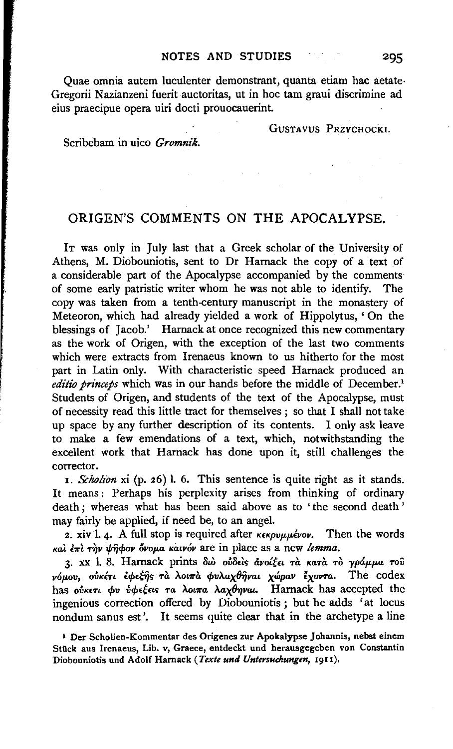Quae omnia autem luculenter demonstrant, quanta etiam hac aetate Gregorii Nazianzeni fuerit auctoritas, ut in hoc tam graui discrimine ad eius praecipue opera uiri docti prouocauerint.

GUSTAVUS PRZYCHOCKI.

Scribebam in uico *Gromnik.*

## ORIGEN'S COMMENTS ON THE APOCALYPSE.

IT was only in July last that a Greek scholar of the University of Athens, M. Diobouniotis, sent to Dr Harnack the copy of a text of a considerable part of the Apocalypse accompanied by the comments of some early patristic writer whom he was not able to identify. The copy was taken from a tenth-century manuscript in the monastery of Meteoron, which had already yielded a work of Hippolytus, 'On the blessings of Jacob.' Harnack at once recognized this new commentary as the work of Origen, with the exception of the last two comments which were extracts from Irenaeus known to us hitherto for the most part in Latin only. With characteristic speed Harnack produced an *editio princeps* which was in our hands before the middle of December.[1] Students of Origen, and students of the text of the Apocalypse, must of necessity read this little tract for themselves; so that I shall not take up space by any further description of its contents. I only ask leave to make a few emendations of a text, which, notwithstanding the excellent work that Harnack has done upon it, still challenges the corrector.

1. *Scholion* xi (p. 26) l. 6. This sentence is quite right as it stands. It means: Perhaps his perplexity arises from thinking of ordinary death; whereas what has been said above as to 'the second death' may fairly be applied, if need be, to an angel.

2. xiv l. 4. A full stop is required after κεκρυμμένον. Then the words καὶ ἐπὶ τὴν ψῆφον ὄνομα καινόν are in place as a new *lemma*.

3. xx l. 8. Harnack prints διὸ οὐδεὶς ἀνοίξει τὰ κατὰ τὸ γράμμα τοῦ νόμου, οὐκέτι ἐφεξῆς τὰ λοιπὰ φυλαχθῆναι χώραν ἔχοντα. The codex has ουκετι φυ υφεξεις τα λοιπα λαχθηναι. Harnack has accepted the ingenious correction offered by Diobouniotis; but he adds 'at locus nondum sanus est'. It seems quite clear that in the archetype a line

[1] Der Scholien-Kommentar des Origenes zur Apokalypse Johannis, nebst einem Stück aus Irenaeus, Lib. v, Graece, entdeckt und herausgegeben von Constantin Diobouniotis und Adolf Harnack (*Texte und Untersuchungen*, 1911).